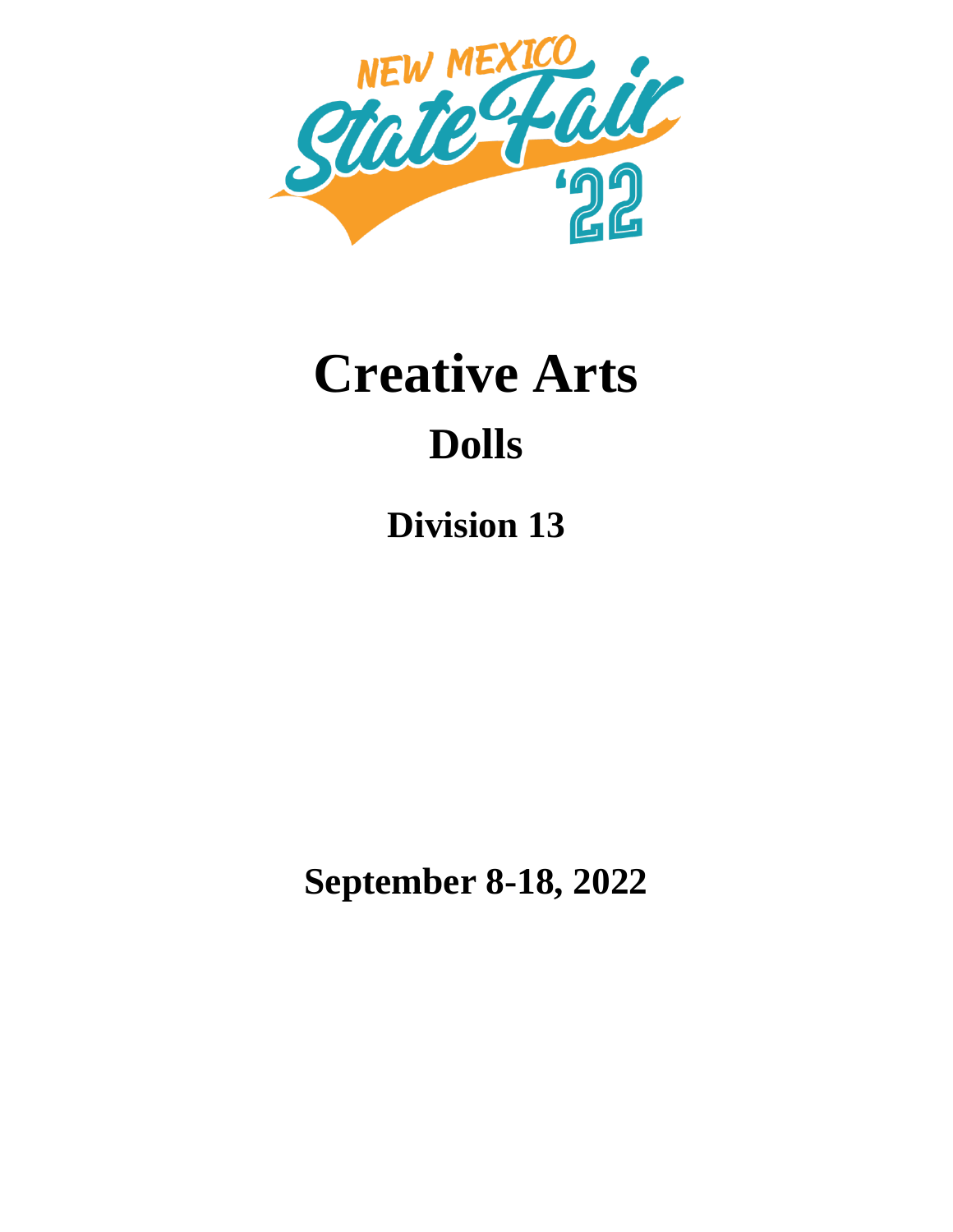NEW MEXICO State Fair '22

# Creative Arts

## Dolls

### Division 13

### September 8-18, 2022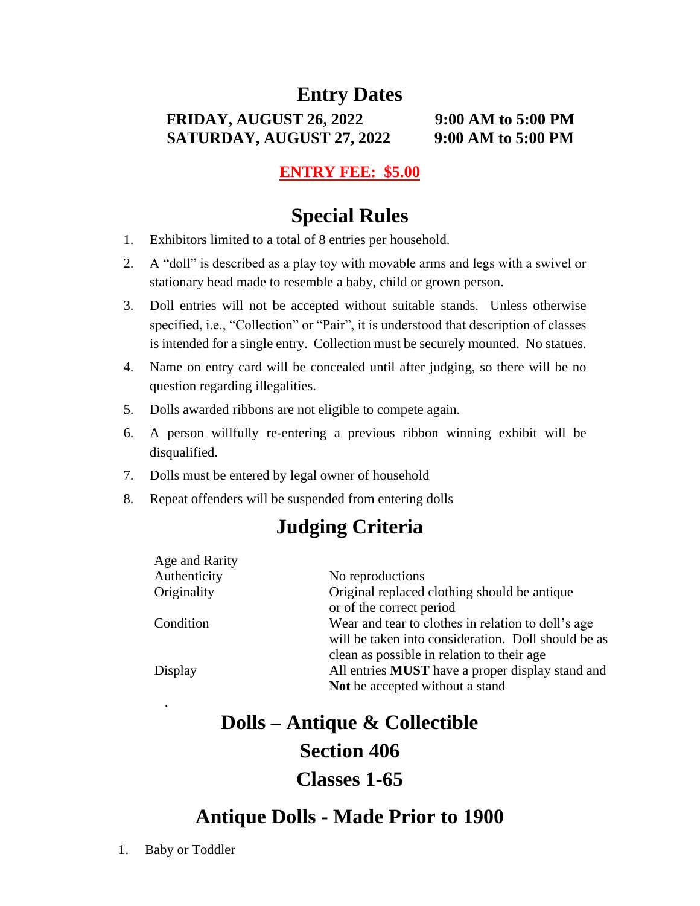# Entry Dates

**FRIDAY, AUGUST 26, 2022 9:00 AM to 5:00 PM**
**SATURDAY, AUGUST 27, 2022 9:00 AM to 5:00 PM**

**ENTRY FEE: $5.00**

# Special Rules

1. Exhibitors limited to a total of 8 entries per household.
2. A "doll" is described as a play toy with movable arms and legs with a swivel or stationary head made to resemble a baby, child or grown person.
3. Doll entries will not be accepted without suitable stands. Unless otherwise specified, i.e., "Collection" or "Pair", it is understood that description of classes is intended for a single entry. Collection must be securely mounted. No statues.
4. Name on entry card will be concealed until after judging, so there will be no question regarding illegalities.
5. Dolls awarded ribbons are not eligible to compete again.
6. A person willfully re-entering a previous ribbon winning exhibit will be disqualified.
7. Dolls must be entered by legal owner of household
8. Repeat offenders will be suspended from entering dolls

# Judging Criteria

| | |
|---|---|
| Age and Rarity | |
| Authenticity | No reproductions |
| Originality | Original replaced clothing should be antique or of the correct period |
| Condition | Wear and tear to clothes in relation to doll's age will be taken into consideration. Doll should be as clean as possible in relation to their age |
| Display | All entries **MUST** have a proper display stand and **Not** be accepted without a stand |

.

# Dolls – Antique & Collectible
# Section 406
# Classes 1-65

## Antique Dolls - Made Prior to 1900

1. Baby or Toddler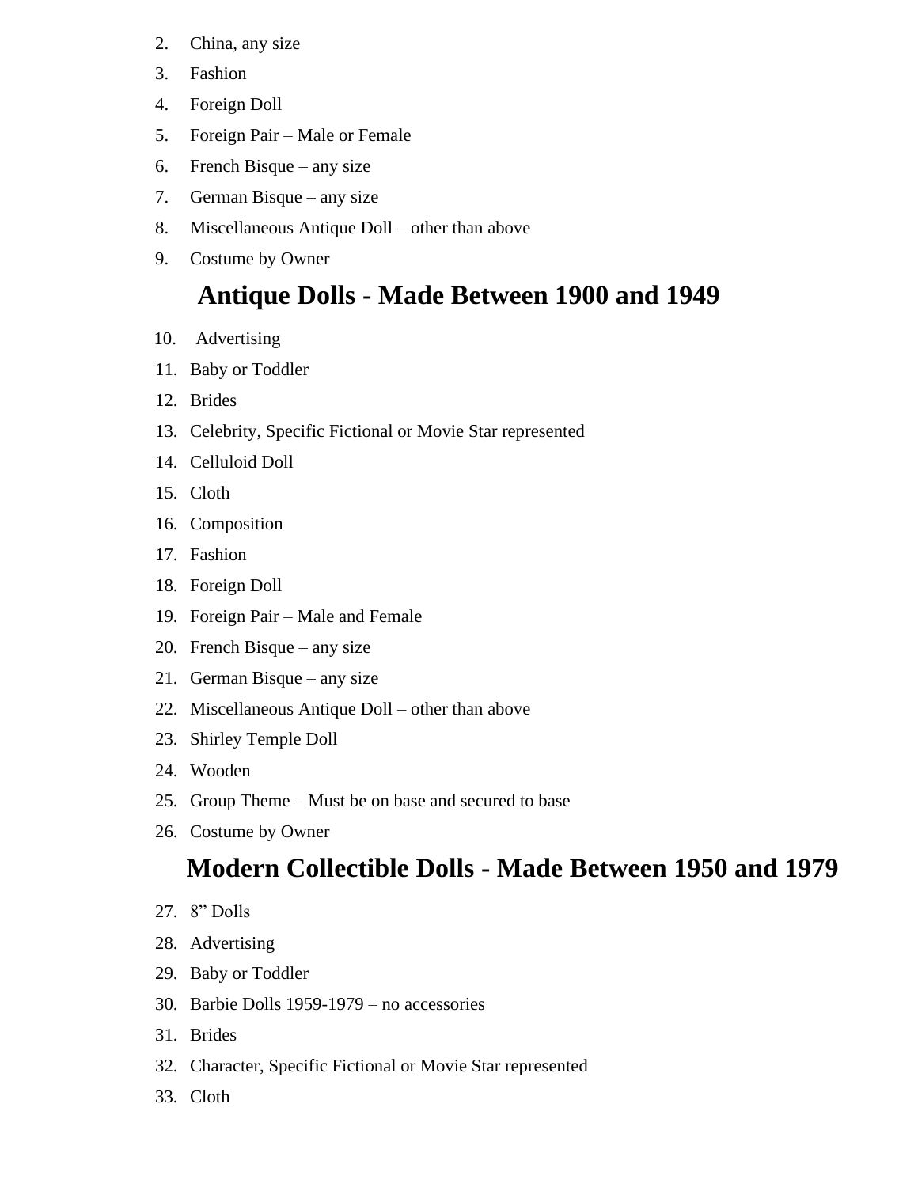2. China, any size
3. Fashion
4. Foreign Doll
5. Foreign Pair – Male or Female
6. French Bisque – any size
7. German Bisque – any size
8. Miscellaneous Antique Doll – other than above
9. Costume by Owner

## Antique Dolls - Made Between 1900 and 1949

10. Advertising
11. Baby or Toddler
12. Brides
13. Celebrity, Specific Fictional or Movie Star represented
14. Celluloid Doll
15. Cloth
16. Composition
17. Fashion
18. Foreign Doll
19. Foreign Pair – Male and Female
20. French Bisque – any size
21. German Bisque – any size
22. Miscellaneous Antique Doll – other than above
23. Shirley Temple Doll
24. Wooden
25. Group Theme – Must be on base and secured to base
26. Costume by Owner

## Modern Collectible Dolls - Made Between 1950 and 1979

27. 8" Dolls
28. Advertising
29. Baby or Toddler
30. Barbie Dolls 1959-1979 – no accessories
31. Brides
32. Character, Specific Fictional or Movie Star represented
33. Cloth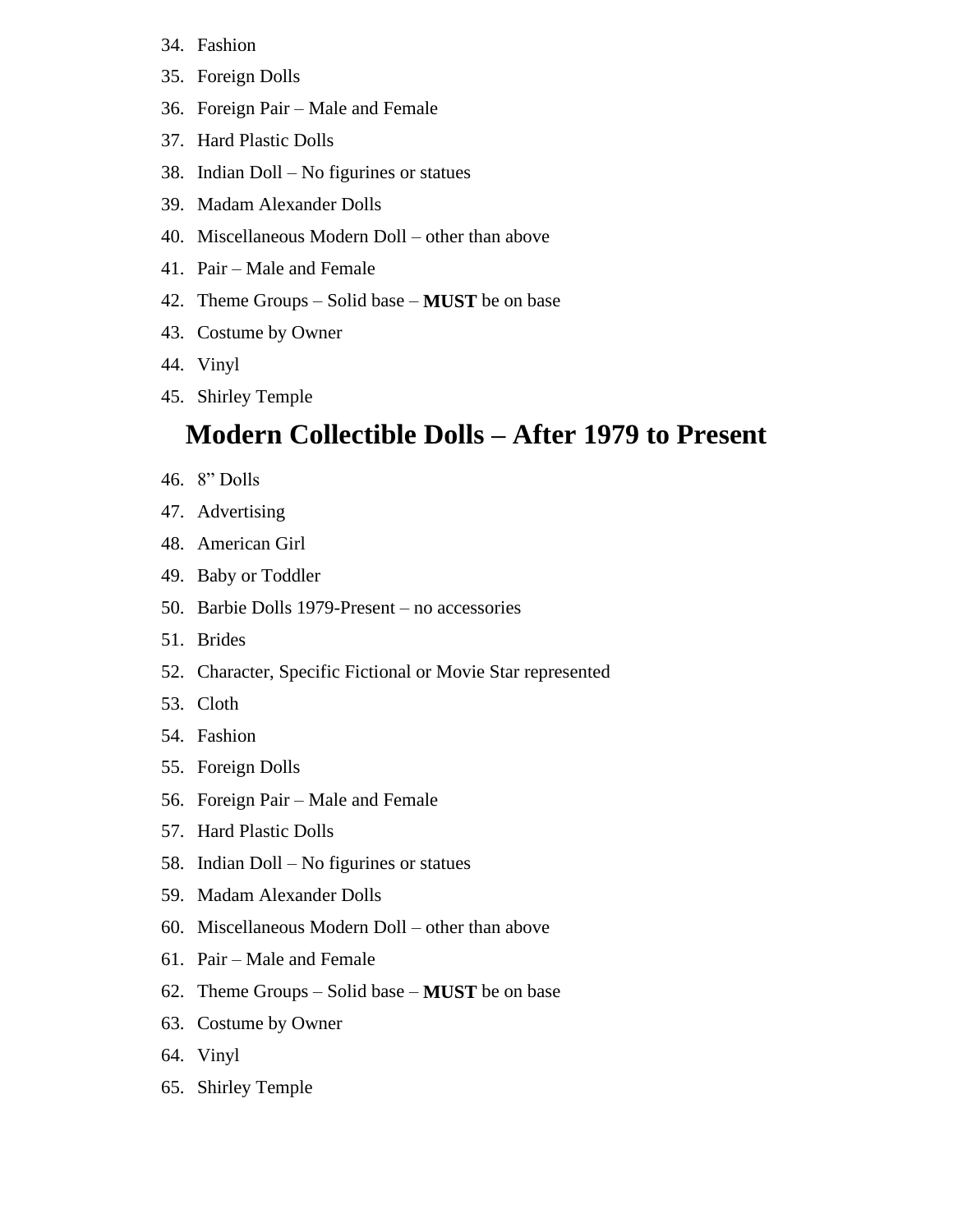34. Fashion
35. Foreign Dolls
36. Foreign Pair – Male and Female
37. Hard Plastic Dolls
38. Indian Doll – No figurines or statues
39. Madam Alexander Dolls
40. Miscellaneous Modern Doll – other than above
41. Pair – Male and Female
42. Theme Groups – Solid base – **MUST** be on base
43. Costume by Owner
44. Vinyl
45. Shirley Temple

## Modern Collectible Dolls – After 1979 to Present

46. 8” Dolls
47. Advertising
48. American Girl
49. Baby or Toddler
50. Barbie Dolls 1979-Present – no accessories
51. Brides
52. Character, Specific Fictional or Movie Star represented
53. Cloth
54. Fashion
55. Foreign Dolls
56. Foreign Pair – Male and Female
57. Hard Plastic Dolls
58. Indian Doll – No figurines or statues
59. Madam Alexander Dolls
60. Miscellaneous Modern Doll – other than above
61. Pair – Male and Female
62. Theme Groups – Solid base – **MUST** be on base
63. Costume by Owner
64. Vinyl
65. Shirley Temple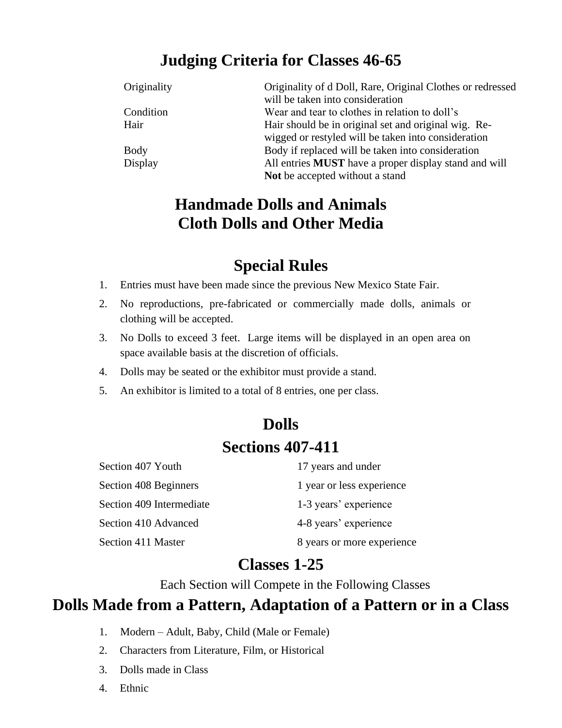## Judging Criteria for Classes 46-65

| | |
|---|---|
| Originality | Originality of d Doll, Rare, Original Clothes or redressed will be taken into consideration |
| Condition | Wear and tear to clothes in relation to doll's |
| Hair | Hair should be in original set and original wig. Re-wigged or restyled will be taken into consideration |
| Body | Body if replaced will be taken into consideration |
| Display | All entries **MUST** have a proper display stand and will **Not** be accepted without a stand |

## Handmade Dolls and Animals
## Cloth Dolls and Other Media

## Special Rules

1. Entries must have been made since the previous New Mexico State Fair.
2. No reproductions, pre-fabricated or commercially made dolls, animals or clothing will be accepted.
3. No Dolls to exceed 3 feet. Large items will be displayed in an open area on space available basis at the discretion of officials.
4. Dolls may be seated or the exhibitor must provide a stand.
5. An exhibitor is limited to a total of 8 entries, one per class.

## Dolls
## Sections 407-411

| | |
|---|---|
| Section 407 Youth | 17 years and under |
| Section 408 Beginners | 1 year or less experience |
| Section 409 Intermediate | 1-3 years' experience |
| Section 410 Advanced | 4-8 years' experience |
| Section 411 Master | 8 years or more experience |

## Classes 1-25

Each Section will Compete in the Following Classes

## Dolls Made from a Pattern, Adaptation of a Pattern or in a Class

1. Modern – Adult, Baby, Child (Male or Female)
2. Characters from Literature, Film, or Historical
3. Dolls made in Class
4. Ethnic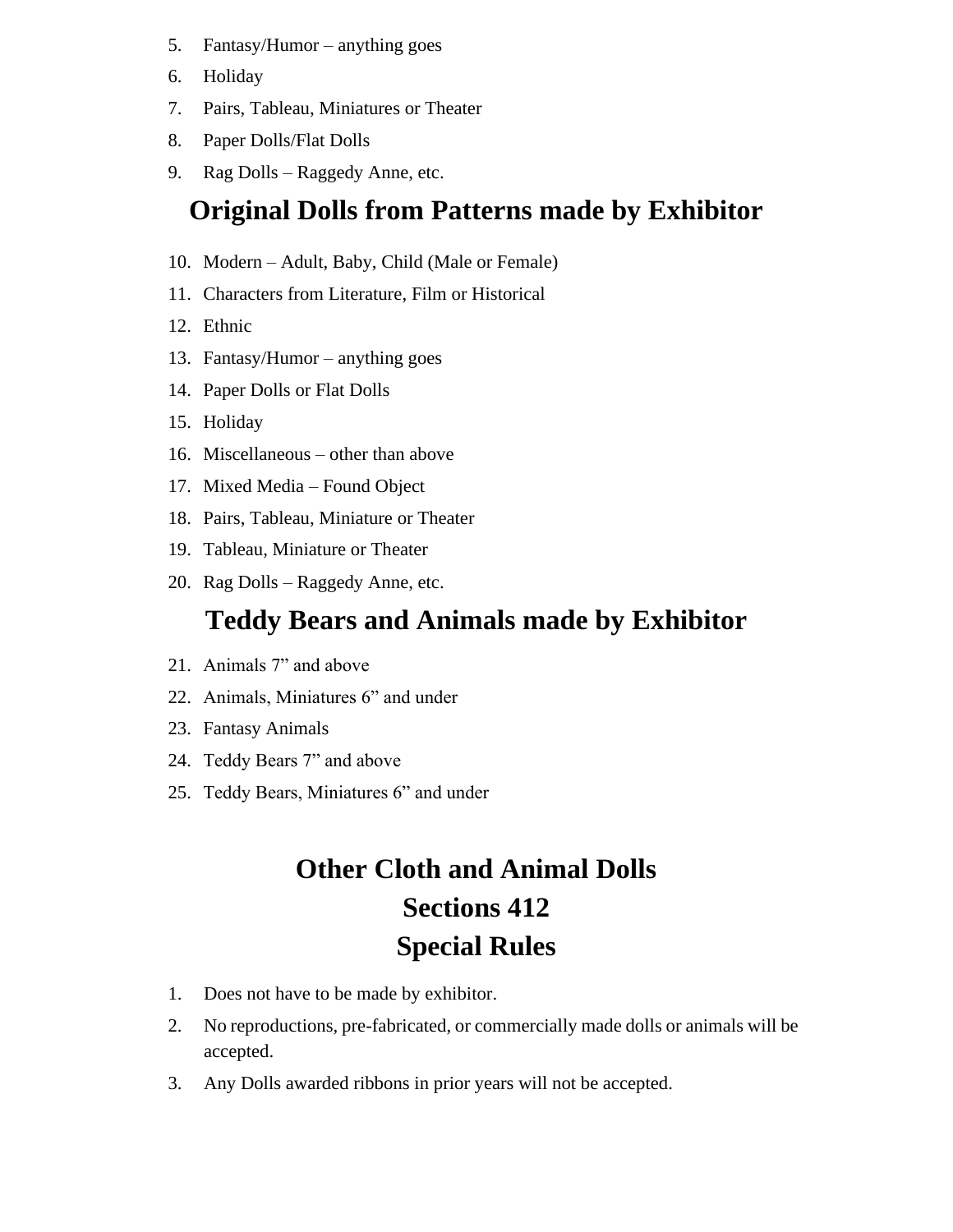5. Fantasy/Humor – anything goes
6. Holiday
7. Pairs, Tableau, Miniatures or Theater
8. Paper Dolls/Flat Dolls
9. Rag Dolls – Raggedy Anne, etc.

## Original Dolls from Patterns made by Exhibitor

10. Modern – Adult, Baby, Child (Male or Female)
11. Characters from Literature, Film or Historical
12. Ethnic
13. Fantasy/Humor – anything goes
14. Paper Dolls or Flat Dolls
15. Holiday
16. Miscellaneous – other than above
17. Mixed Media – Found Object
18. Pairs, Tableau, Miniature or Theater
19. Tableau, Miniature or Theater
20. Rag Dolls – Raggedy Anne, etc.

## Teddy Bears and Animals made by Exhibitor

21. Animals 7" and above
22. Animals, Miniatures 6" and under
23. Fantasy Animals
24. Teddy Bears 7" and above
25. Teddy Bears, Miniatures 6" and under

## Other Cloth and Animal Dolls
## Sections 412
## Special Rules

1. Does not have to be made by exhibitor.
2. No reproductions, pre-fabricated, or commercially made dolls or animals will be accepted.
3. Any Dolls awarded ribbons in prior years will not be accepted.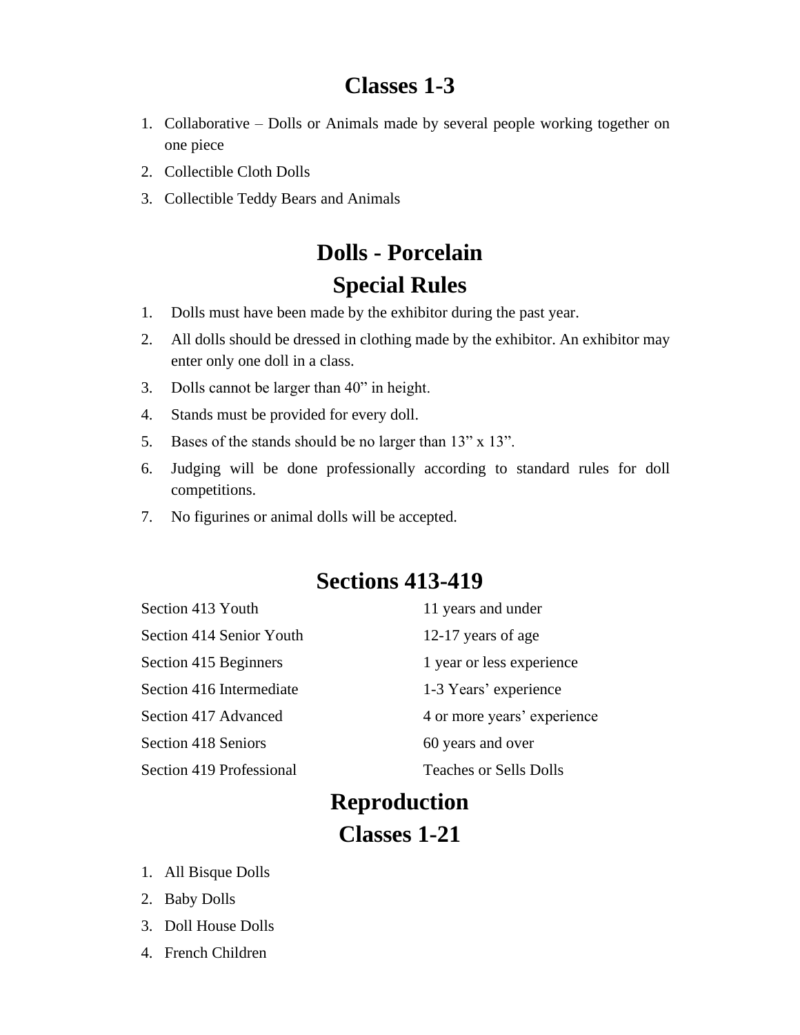## Classes 1-3

1. Collaborative – Dolls or Animals made by several people working together on one piece
2. Collectible Cloth Dolls
3. Collectible Teddy Bears and Animals

## Dolls - Porcelain

## Special Rules

1. Dolls must have been made by the exhibitor during the past year.
2. All dolls should be dressed in clothing made by the exhibitor. An exhibitor may enter only one doll in a class.
3. Dolls cannot be larger than 40" in height.
4. Stands must be provided for every doll.
5. Bases of the stands should be no larger than 13" x 13".
6. Judging will be done professionally according to standard rules for doll competitions.
7. No figurines or animal dolls will be accepted.

## Sections 413-419

| | |
|---|---|
| Section 413 Youth | 11 years and under |
| Section 414 Senior Youth | 12-17 years of age |
| Section 415 Beginners | 1 year or less experience |
| Section 416 Intermediate | 1-3 Years' experience |
| Section 417 Advanced | 4 or more years' experience |
| Section 418 Seniors | 60 years and over |
| Section 419 Professional | Teaches or Sells Dolls |

## Reproduction

## Classes 1-21

1. All Bisque Dolls
2. Baby Dolls
3. Doll House Dolls
4. French Children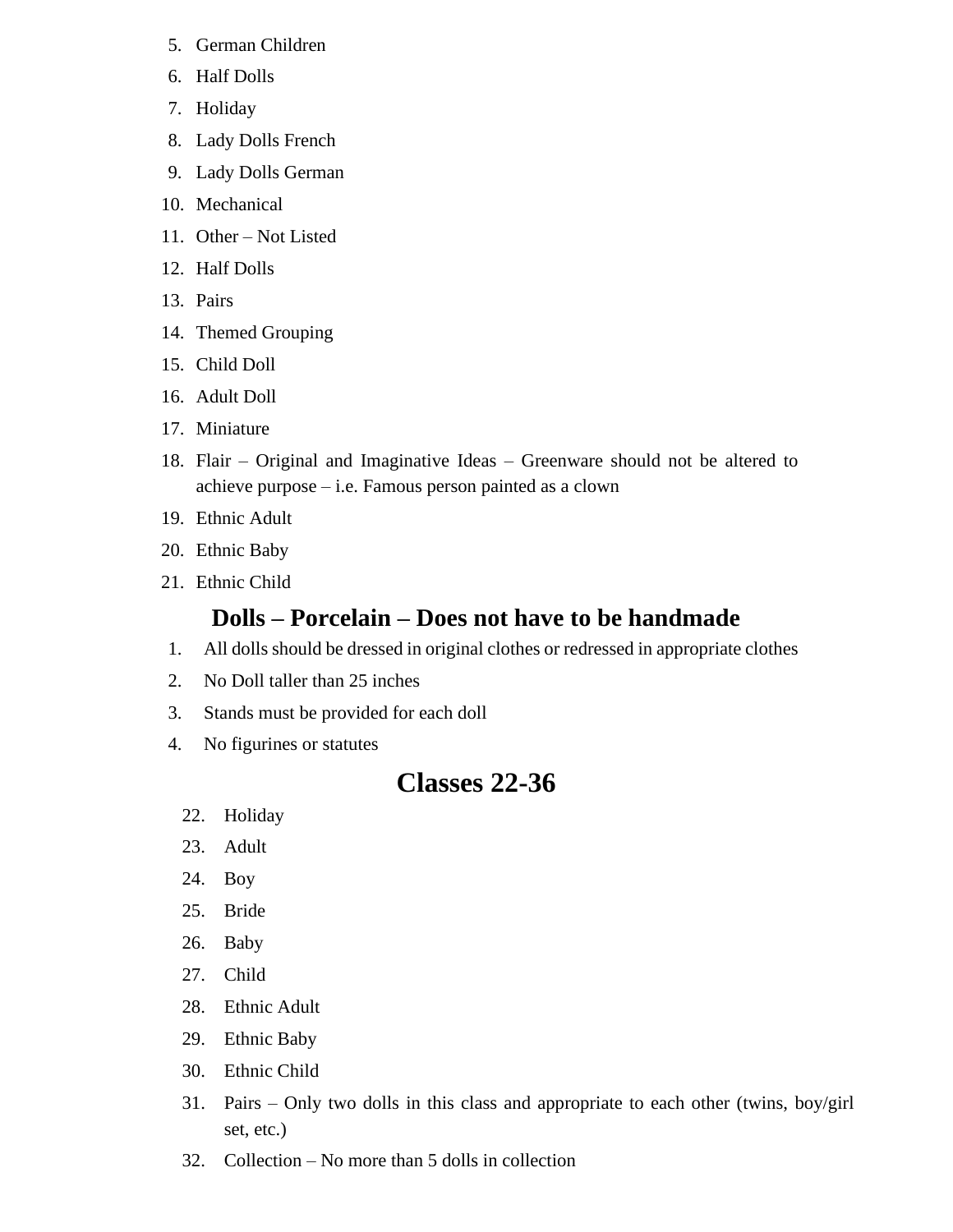5. German Children
6. Half Dolls
7. Holiday
8. Lady Dolls French
9. Lady Dolls German
10. Mechanical
11. Other – Not Listed
12. Half Dolls
13. Pairs
14. Themed Grouping
15. Child Doll
16. Adult Doll
17. Miniature
18. Flair – Original and Imaginative Ideas – Greenware should not be altered to achieve purpose – i.e. Famous person painted as a clown
19. Ethnic Adult
20. Ethnic Baby
21. Ethnic Child

## Dolls – Porcelain – Does not have to be handmade

1. All dolls should be dressed in original clothes or redressed in appropriate clothes
2. No Doll taller than 25 inches
3. Stands must be provided for each doll
4. No figurines or statutes

## Classes 22-36

22. Holiday
23. Adult
24. Boy
25. Bride
26. Baby
27. Child
28. Ethnic Adult
29. Ethnic Baby
30. Ethnic Child
31. Pairs – Only two dolls in this class and appropriate to each other (twins, boy/girl set, etc.)
32. Collection – No more than 5 dolls in collection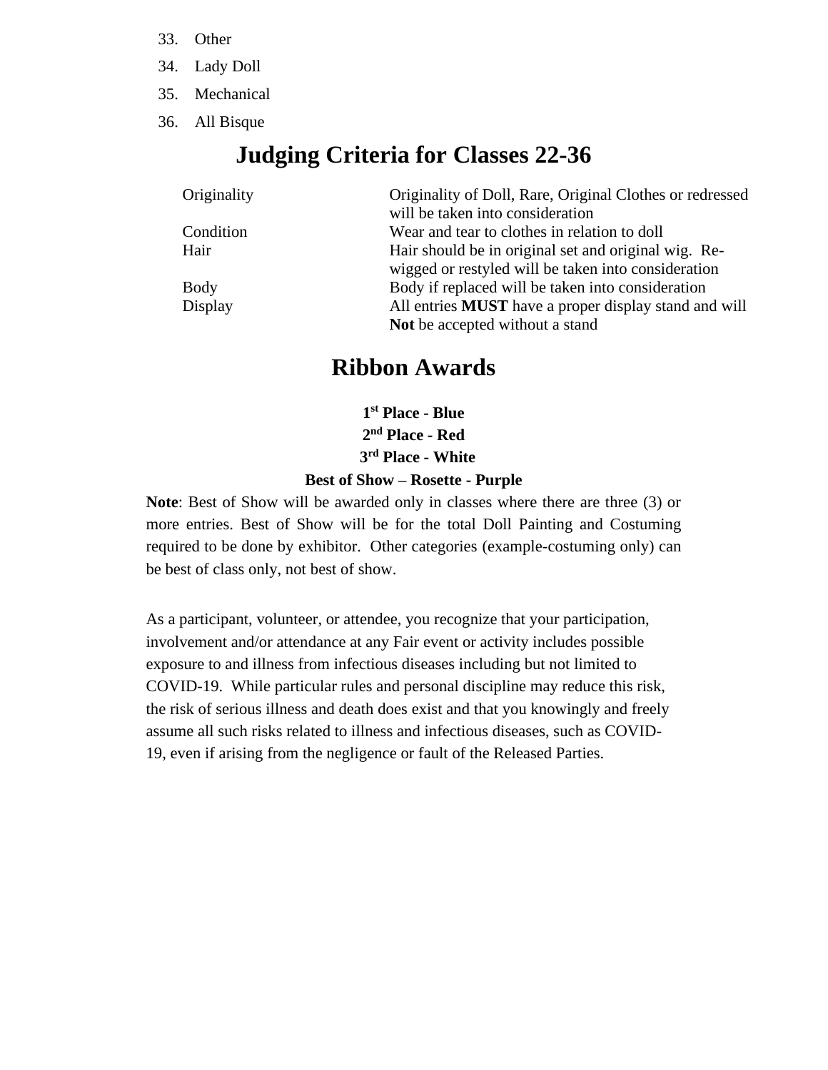33. Other
34. Lady Doll
35. Mechanical
36. All Bisque

# Judging Criteria for Classes 22-36

| | |
|---|---|
| Originality | Originality of Doll, Rare, Original Clothes or redressed will be taken into consideration |
| Condition | Wear and tear to clothes in relation to doll |
| Hair | Hair should be in original set and original wig. Re-wigged or restyled will be taken into consideration |
| Body | Body if replaced will be taken into consideration |
| Display | All entries **MUST** have a proper display stand and will **Not** be accepted without a stand |

# Ribbon Awards

**1st Place - Blue**

**2nd Place - Red**

**3rd Place - White**

**Best of Show – Rosette - Purple**

**Note**: Best of Show will be awarded only in classes where there are three (3) or more entries. Best of Show will be for the total Doll Painting and Costuming required to be done by exhibitor. Other categories (example-costuming only) can be best of class only, not best of show.

As a participant, volunteer, or attendee, you recognize that your participation, involvement and/or attendance at any Fair event or activity includes possible exposure to and illness from infectious diseases including but not limited to COVID-19. While particular rules and personal discipline may reduce this risk, the risk of serious illness and death does exist and that you knowingly and freely assume all such risks related to illness and infectious diseases, such as COVID-19, even if arising from the negligence or fault of the Released Parties.